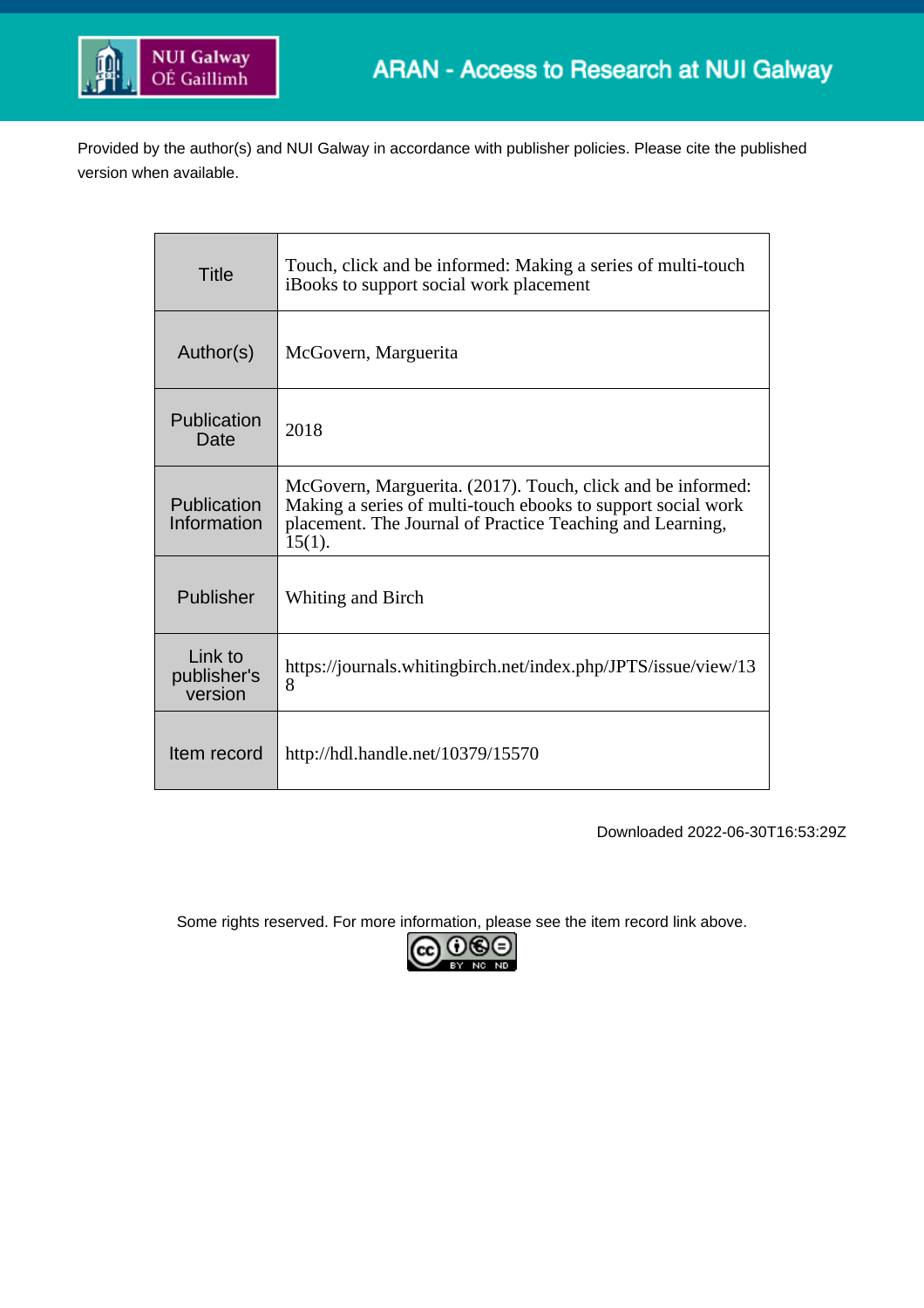ARAN - Access to Research at NUI Galway

Provided by the author(s) and NUI Galway in accordance with publisher policies. Please cite the published version when available.

| | |
|---|---|
| Title | Touch, click and be informed: Making a series of multi-touch iBooks to support social work placement |
| Author(s) | McGovern, Marguerita |
| Publication Date | 2018 |
| Publication Information | McGovern, Marguerita. (2017). Touch, click and be informed: Making a series of multi-touch ebooks to support social work placement. The Journal of Practice Teaching and Learning, 15(1). |
| Publisher | Whiting and Birch |
| Link to publisher's version | https://journals.whitingbirch.net/index.php/JPTS/issue/view/138 |
| Item record | http://hdl.handle.net/10379/15570 |

Downloaded 2022-06-30T16:53:29Z

Some rights reserved. For more information, please see the item record link above.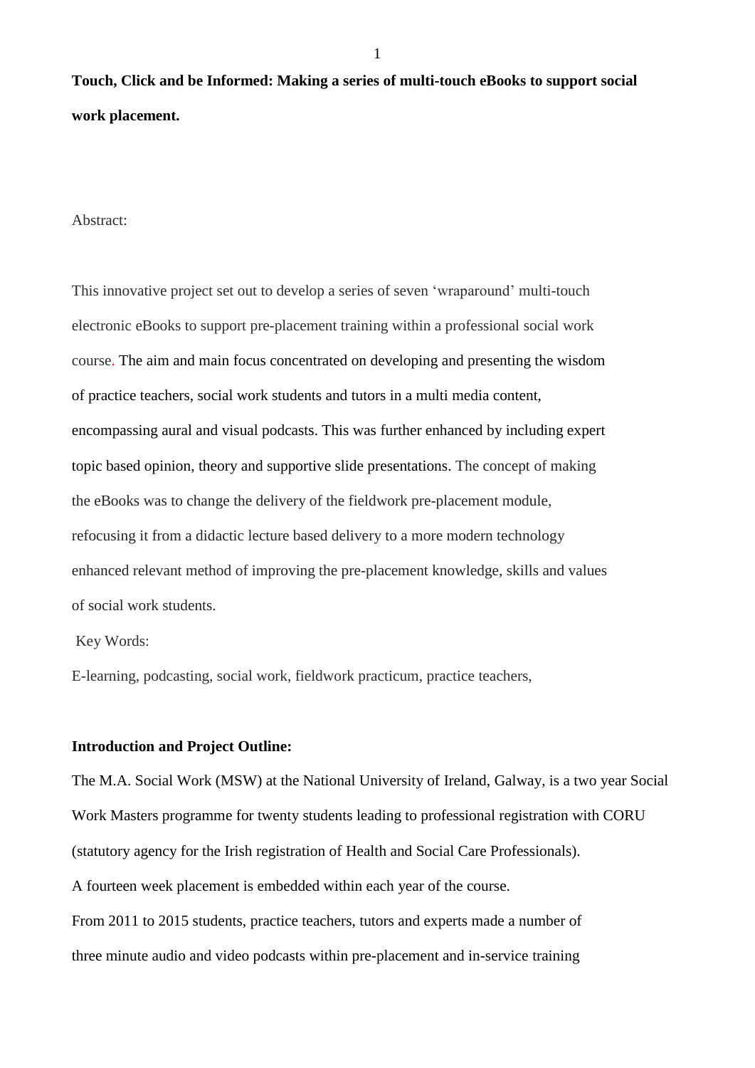**Touch, Click and be Informed: Making a series of multi-touch eBooks to support social work placement.**

Abstract:

This innovative project set out to develop a series of seven 'wraparound' multi-touch electronic eBooks to support pre-placement training within a professional social work course. The aim and main focus concentrated on developing and presenting the wisdom of practice teachers, social work students and tutors in a multi media content, encompassing aural and visual podcasts. This was further enhanced by including expert topic based opinion, theory and supportive slide presentations. The concept of making the eBooks was to change the delivery of the fieldwork pre-placement module, refocusing it from a didactic lecture based delivery to a more modern technology enhanced relevant method of improving the pre-placement knowledge, skills and values of social work students.

Key Words:

E-learning, podcasting, social work, fieldwork practicum, practice teachers,

**Introduction and Project Outline:**

The M.A. Social Work (MSW) at the National University of Ireland, Galway, is a two year Social Work Masters programme for twenty students leading to professional registration with CORU (statutory agency for the Irish registration of Health and Social Care Professionals).

A fourteen week placement is embedded within each year of the course.

From 2011 to 2015 students, practice teachers, tutors and experts made a number of three minute audio and video podcasts within pre-placement and in-service training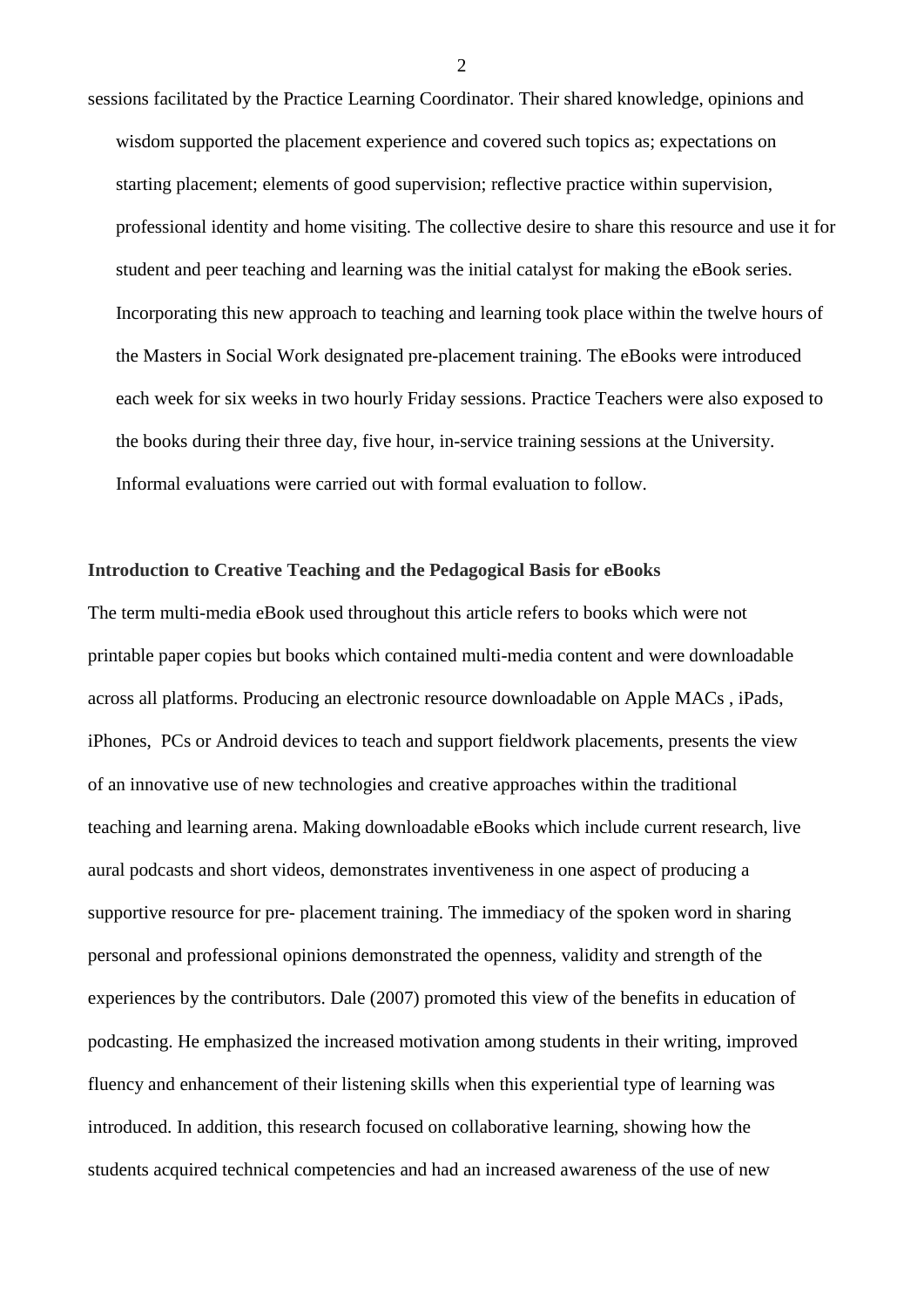sessions facilitated by the Practice Learning Coordinator. Their shared knowledge, opinions and wisdom supported the placement experience and covered such topics as; expectations on starting placement; elements of good supervision; reflective practice within supervision, professional identity and home visiting. The collective desire to share this resource and use it for student and peer teaching and learning was the initial catalyst for making the eBook series. Incorporating this new approach to teaching and learning took place within the twelve hours of the Masters in Social Work designated pre-placement training. The eBooks were introduced each week for six weeks in two hourly Friday sessions. Practice Teachers were also exposed to the books during their three day, five hour, in-service training sessions at the University. Informal evaluations were carried out with formal evaluation to follow.

**Introduction to Creative Teaching and the Pedagogical Basis for eBooks**

The term multi-media eBook used throughout this article refers to books which were not printable paper copies but books which contained multi-media content and were downloadable across all platforms. Producing an electronic resource downloadable on Apple MACs , iPads, iPhones, PCs or Android devices to teach and support fieldwork placements, presents the view of an innovative use of new technologies and creative approaches within the traditional teaching and learning arena. Making downloadable eBooks which include current research, live aural podcasts and short videos, demonstrates inventiveness in one aspect of producing a supportive resource for pre- placement training. The immediacy of the spoken word in sharing personal and professional opinions demonstrated the openness, validity and strength of the experiences by the contributors. Dale (2007) promoted this view of the benefits in education of podcasting. He emphasized the increased motivation among students in their writing, improved fluency and enhancement of their listening skills when this experiential type of learning was introduced. In addition, this research focused on collaborative learning, showing how the students acquired technical competencies and had an increased awareness of the use of new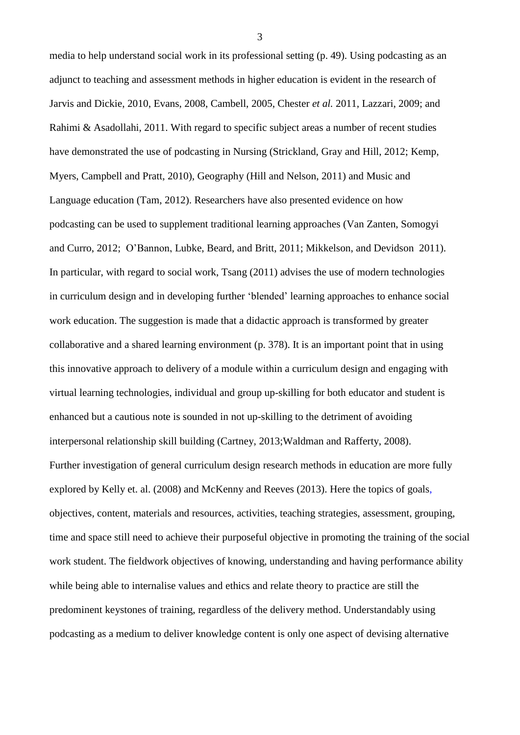media to help understand social work in its professional setting (p. 49). Using podcasting as an adjunct to teaching and assessment methods in higher education is evident in the research of Jarvis and Dickie, 2010, Evans, 2008, Cambell, 2005, Chester *et al.* 2011, Lazzari, 2009; and Rahimi & Asadollahi, 2011. With regard to specific subject areas a number of recent studies have demonstrated the use of podcasting in Nursing (Strickland, Gray and Hill, 2012; Kemp, Myers, Campbell and Pratt, 2010), Geography (Hill and Nelson, 2011) and Music and Language education (Tam, 2012). Researchers have also presented evidence on how podcasting can be used to supplement traditional learning approaches (Van Zanten, Somogyi and Curro, 2012; O'Bannon, Lubke, Beard, and Britt, 2011; Mikkelson, and Devidson 2011). In particular, with regard to social work, Tsang (2011) advises the use of modern technologies in curriculum design and in developing further 'blended' learning approaches to enhance social work education. The suggestion is made that a didactic approach is transformed by greater collaborative and a shared learning environment (p. 378). It is an important point that in using this innovative approach to delivery of a module within a curriculum design and engaging with virtual learning technologies, individual and group up-skilling for both educator and student is enhanced but a cautious note is sounded in not up-skilling to the detriment of avoiding interpersonal relationship skill building (Cartney, 2013;Waldman and Rafferty, 2008).

Further investigation of general curriculum design research methods in education are more fully explored by Kelly et. al. (2008) and McKenny and Reeves (2013). Here the topics of goals, objectives, content, materials and resources, activities, teaching strategies, assessment, grouping, time and space still need to achieve their purposeful objective in promoting the training of the social work student. The fieldwork objectives of knowing, understanding and having performance ability while being able to internalise values and ethics and relate theory to practice are still the predominent keystones of training, regardless of the delivery method. Understandably using podcasting as a medium to deliver knowledge content is only one aspect of devising alternative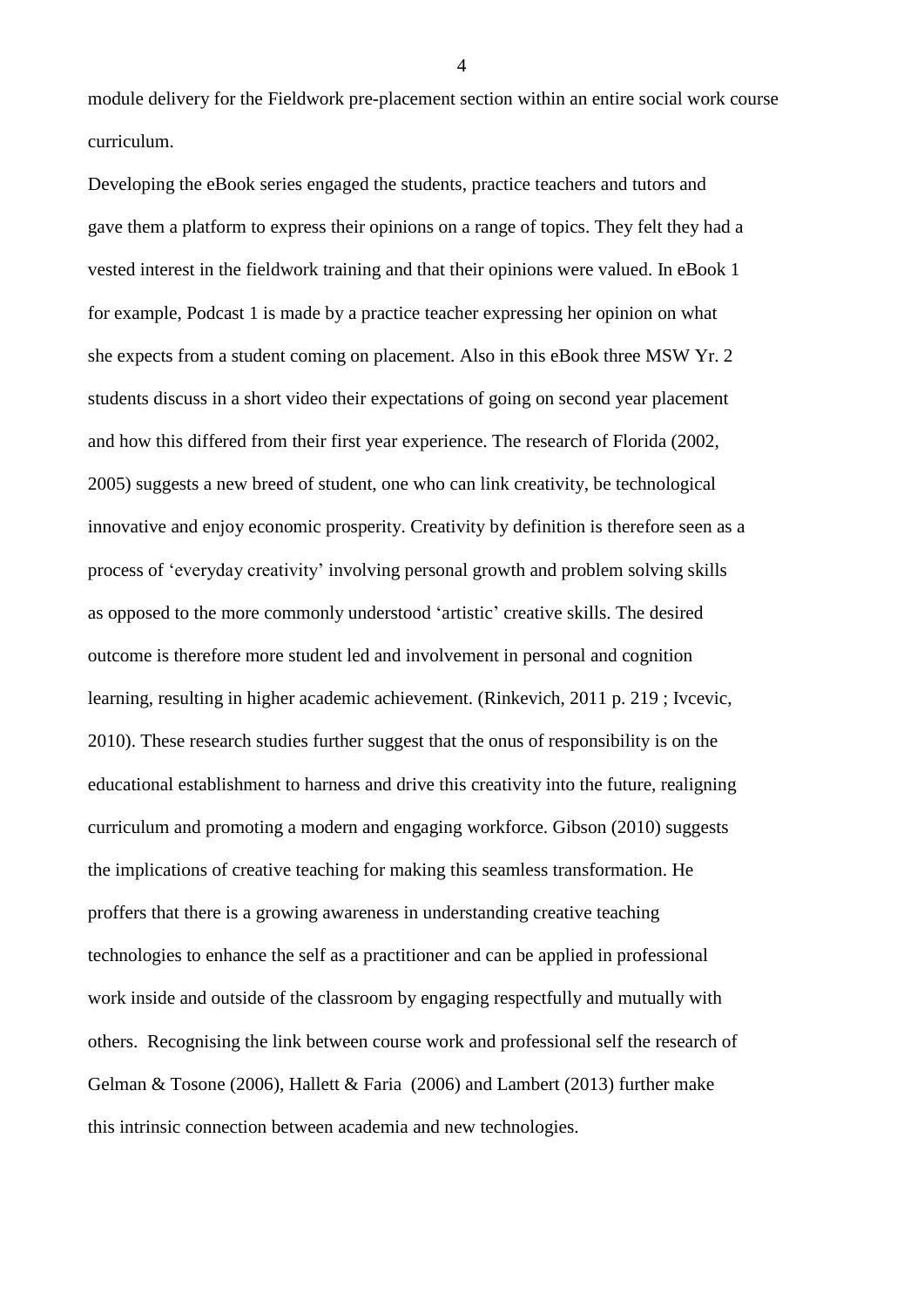module delivery for the Fieldwork pre-placement section within an entire social work course curriculum.

Developing the eBook series engaged the students, practice teachers and tutors and gave them a platform to express their opinions on a range of topics. They felt they had a vested interest in the fieldwork training and that their opinions were valued. In eBook 1 for example, Podcast 1 is made by a practice teacher expressing her opinion on what she expects from a student coming on placement. Also in this eBook three MSW Yr. 2 students discuss in a short video their expectations of going on second year placement and how this differed from their first year experience. The research of Florida (2002, 2005) suggests a new breed of student, one who can link creativity, be technological innovative and enjoy economic prosperity. Creativity by definition is therefore seen as a process of 'everyday creativity' involving personal growth and problem solving skills as opposed to the more commonly understood 'artistic' creative skills. The desired outcome is therefore more student led and involvement in personal and cognition learning, resulting in higher academic achievement. (Rinkevich, 2011 p. 219 ; Ivcevic, 2010). These research studies further suggest that the onus of responsibility is on the educational establishment to harness and drive this creativity into the future, realigning curriculum and promoting a modern and engaging workforce. Gibson (2010) suggests the implications of creative teaching for making this seamless transformation. He proffers that there is a growing awareness in understanding creative teaching technologies to enhance the self as a practitioner and can be applied in professional work inside and outside of the classroom by engaging respectfully and mutually with others. Recognising the link between course work and professional self the research of Gelman & Tosone (2006), Hallett & Faria (2006) and Lambert (2013) further make this intrinsic connection between academia and new technologies.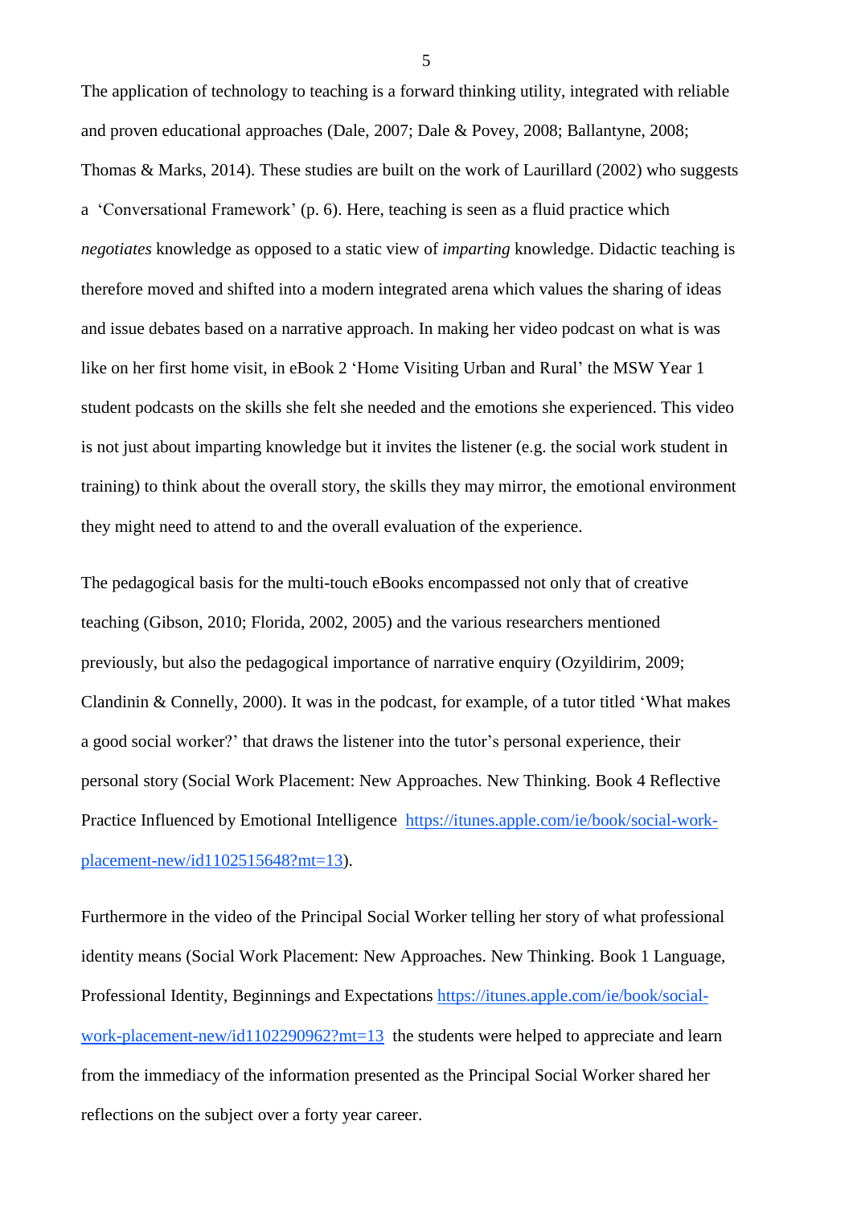The application of technology to teaching is a forward thinking utility, integrated with reliable and proven educational approaches (Dale, 2007; Dale & Povey, 2008; Ballantyne, 2008; Thomas & Marks, 2014). These studies are built on the work of Laurillard (2002) who suggests a 'Conversational Framework' (p. 6). Here, teaching is seen as a fluid practice which *negotiates* knowledge as opposed to a static view of *imparting* knowledge. Didactic teaching is therefore moved and shifted into a modern integrated arena which values the sharing of ideas and issue debates based on a narrative approach. In making her video podcast on what is was like on her first home visit, in eBook 2 'Home Visiting Urban and Rural' the MSW Year 1 student podcasts on the skills she felt she needed and the emotions she experienced. This video is not just about imparting knowledge but it invites the listener (e.g. the social work student in training) to think about the overall story, the skills they may mirror, the emotional environment they might need to attend to and the overall evaluation of the experience.

The pedagogical basis for the multi-touch eBooks encompassed not only that of creative teaching (Gibson, 2010; Florida, 2002, 2005) and the various researchers mentioned previously, but also the pedagogical importance of narrative enquiry (Ozyildirim, 2009; Clandinin & Connelly, 2000). It was in the podcast, for example, of a tutor titled 'What makes a good social worker?' that draws the listener into the tutor's personal experience, their personal story (Social Work Placement: New Approaches. New Thinking. Book 4 Reflective Practice Influenced by Emotional Intelligence [https://itunes.apple.com/ie/book/social-work-placement-new/id1102515648?mt=13](https://itunes.apple.com/ie/book/social-work-placement-new/id1102515648?mt=13)).

Furthermore in the video of the Principal Social Worker telling her story of what professional identity means (Social Work Placement: New Approaches. New Thinking. Book 1 Language, Professional Identity, Beginnings and Expectations [https://itunes.apple.com/ie/book/social-work-placement-new/id1102290962?mt=13](https://itunes.apple.com/ie/book/social-work-placement-new/id1102290962?mt=13) the students were helped to appreciate and learn from the immediacy of the information presented as the Principal Social Worker shared her reflections on the subject over a forty year career.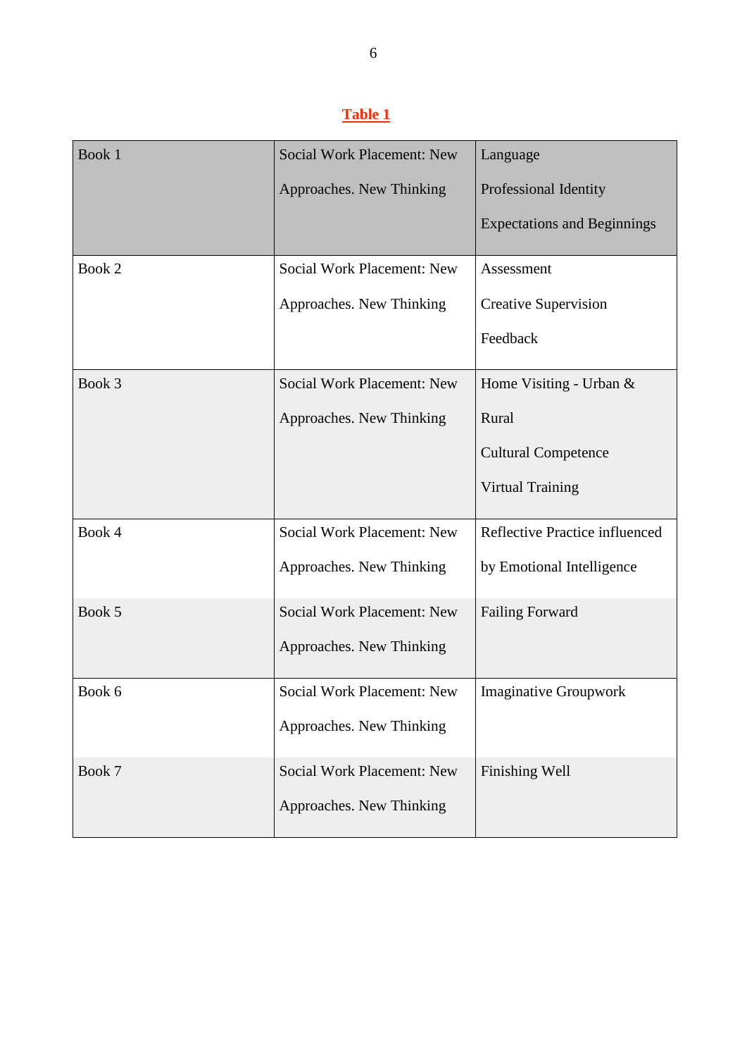**Table 1**

| | | |
|---|---|---|
| Book 1 | Social Work Placement: New Approaches. New Thinking | Language<br>Professional Identity<br>Expectations and Beginnings |
| Book 2 | Social Work Placement: New Approaches. New Thinking | Assessment<br>Creative Supervision<br>Feedback |
| Book 3 | Social Work Placement: New Approaches. New Thinking | Home Visiting - Urban & Rural<br>Cultural Competence<br>Virtual Training |
| Book 4 | Social Work Placement: New Approaches. New Thinking | Reflective Practice influenced by Emotional Intelligence |
| Book 5 | Social Work Placement: New Approaches. New Thinking | Failing Forward |
| Book 6 | Social Work Placement: New Approaches. New Thinking | Imaginative Groupwork |
| Book 7 | Social Work Placement: New Approaches. New Thinking | Finishing Well |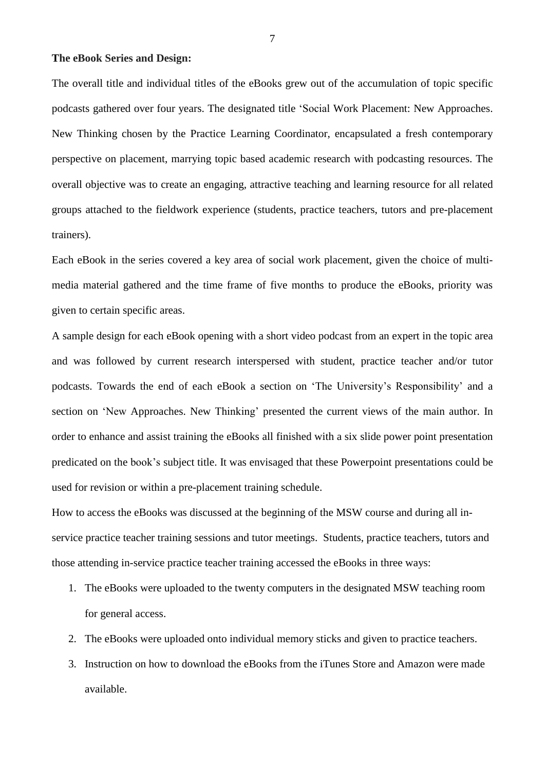**The eBook Series and Design:**

The overall title and individual titles of the eBooks grew out of the accumulation of topic specific podcasts gathered over four years. The designated title 'Social Work Placement: New Approaches. New Thinking chosen by the Practice Learning Coordinator, encapsulated a fresh contemporary perspective on placement, marrying topic based academic research with podcasting resources. The overall objective was to create an engaging, attractive teaching and learning resource for all related groups attached to the fieldwork experience (students, practice teachers, tutors and pre-placement trainers).

Each eBook in the series covered a key area of social work placement, given the choice of multi-media material gathered and the time frame of five months to produce the eBooks, priority was given to certain specific areas.

A sample design for each eBook opening with a short video podcast from an expert in the topic area and was followed by current research interspersed with student, practice teacher and/or tutor podcasts. Towards the end of each eBook a section on 'The University's Responsibility' and a section on 'New Approaches. New Thinking' presented the current views of the main author. In order to enhance and assist training the eBooks all finished with a six slide power point presentation predicated on the book's subject title. It was envisaged that these Powerpoint presentations could be used for revision or within a pre-placement training schedule.

How to access the eBooks was discussed at the beginning of the MSW course and during all in-service practice teacher training sessions and tutor meetings. Students, practice teachers, tutors and those attending in-service practice teacher training accessed the eBooks in three ways:

1. The eBooks were uploaded to the twenty computers in the designated MSW teaching room for general access.
2. The eBooks were uploaded onto individual memory sticks and given to practice teachers.
3. Instruction on how to download the eBooks from the iTunes Store and Amazon were made available.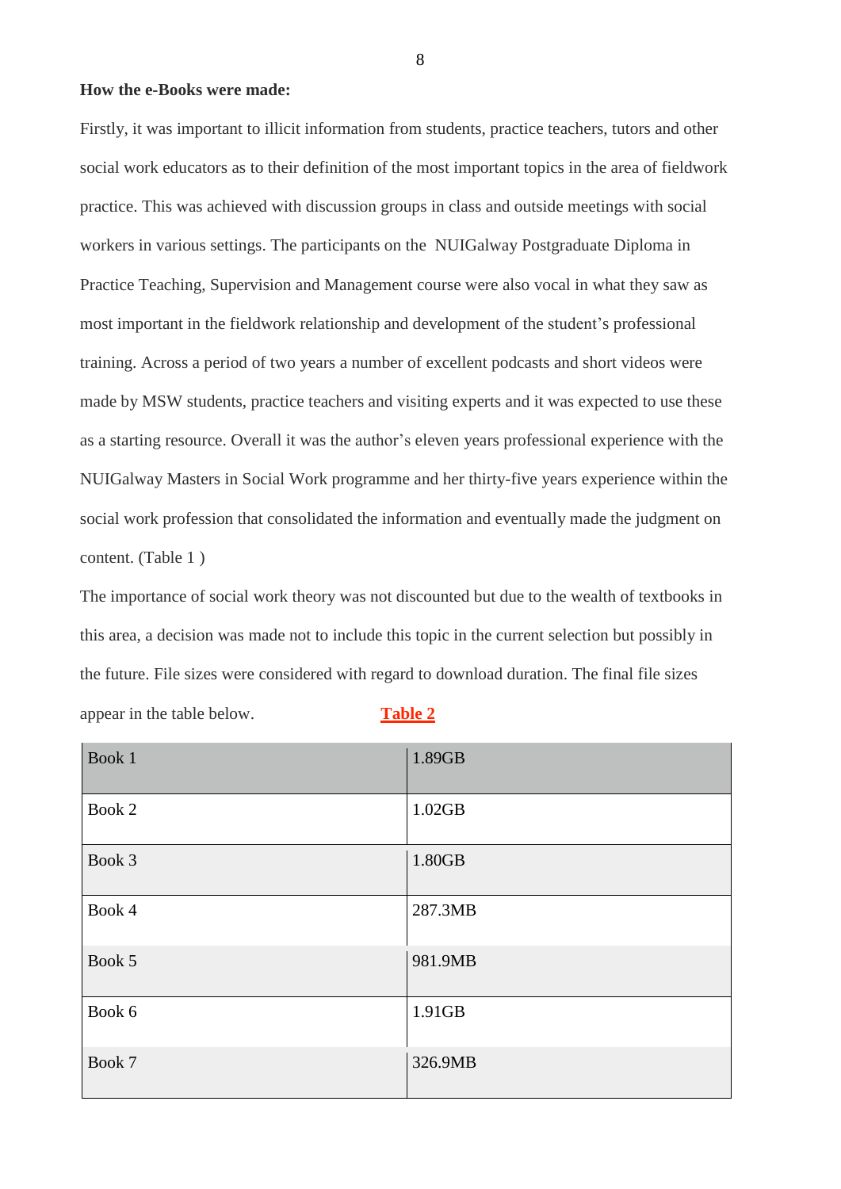**How the e-Books were made:**

Firstly, it was important to illicit information from students, practice teachers, tutors and other social work educators as to their definition of the most important topics in the area of fieldwork practice. This was achieved with discussion groups in class and outside meetings with social workers in various settings. The participants on the NUIGalway Postgraduate Diploma in Practice Teaching, Supervision and Management course were also vocal in what they saw as most important in the fieldwork relationship and development of the student's professional training. Across a period of two years a number of excellent podcasts and short videos were made by MSW students, practice teachers and visiting experts and it was expected to use these as a starting resource. Overall it was the author's eleven years professional experience with the NUIGalway Masters in Social Work programme and her thirty-five years experience within the social work profession that consolidated the information and eventually made the judgment on content. (Table 1 )

The importance of social work theory was not discounted but due to the wealth of textbooks in this area, a decision was made not to include this topic in the current selection but possibly in the future. File sizes were considered with regard to download duration. The final file sizes appear in the table below. **Table 2**

| Book 1 | 1.89GB |
|---|---|
| Book 2 | 1.02GB |
| Book 3 | 1.80GB |
| Book 4 | 287.3MB |
| Book 5 | 981.9MB |
| Book 6 | 1.91GB |
| Book 7 | 326.9MB |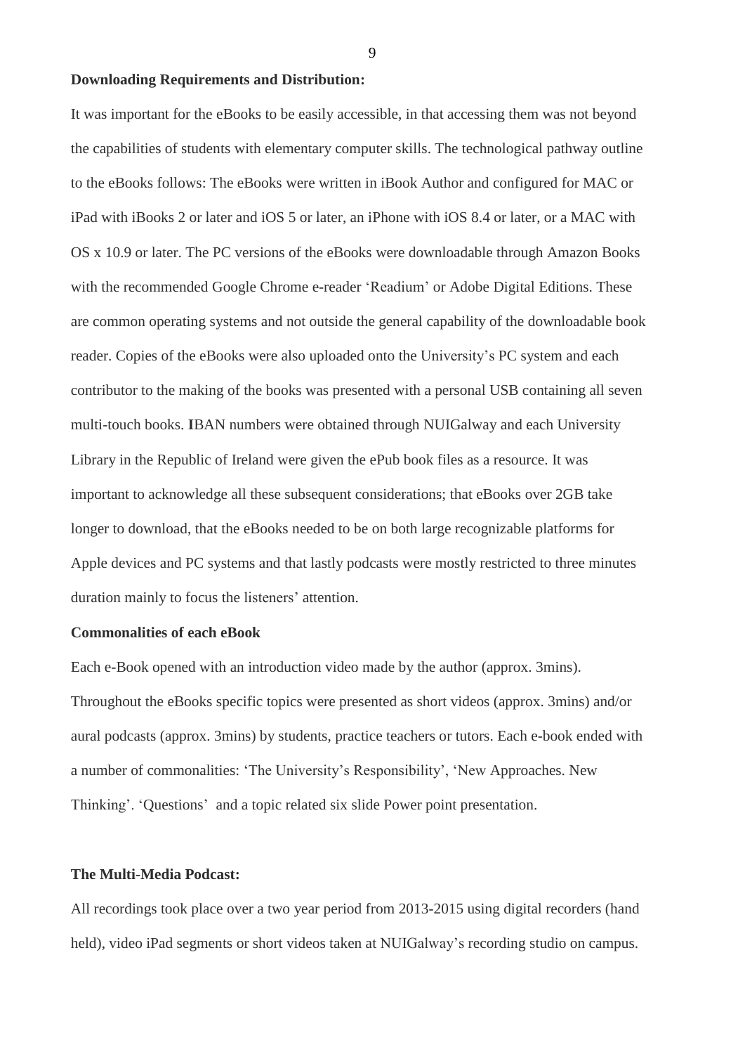**Downloading Requirements and Distribution:**

It was important for the eBooks to be easily accessible, in that accessing them was not beyond the capabilities of students with elementary computer skills. The technological pathway outline to the eBooks follows: The eBooks were written in iBook Author and configured for MAC or iPad with iBooks 2 or later and iOS 5 or later, an iPhone with iOS 8.4 or later, or a MAC with OS x 10.9 or later. The PC versions of the eBooks were downloadable through Amazon Books with the recommended Google Chrome e-reader 'Readium' or Adobe Digital Editions. These are common operating systems and not outside the general capability of the downloadable book reader. Copies of the eBooks were also uploaded onto the University's PC system and each contributor to the making of the books was presented with a personal USB containing all seven multi-touch books. **I**BAN numbers were obtained through NUIGalway and each University Library in the Republic of Ireland were given the ePub book files as a resource. It was important to acknowledge all these subsequent considerations; that eBooks over 2GB take longer to download, that the eBooks needed to be on both large recognizable platforms for Apple devices and PC systems and that lastly podcasts were mostly restricted to three minutes duration mainly to focus the listeners' attention.

**Commonalities of each eBook**

Each e-Book opened with an introduction video made by the author (approx. 3mins). Throughout the eBooks specific topics were presented as short videos (approx. 3mins) and/or aural podcasts (approx. 3mins) by students, practice teachers or tutors. Each e-book ended with a number of commonalities: 'The University's Responsibility', 'New Approaches. New Thinking'. 'Questions' and a topic related six slide Power point presentation.

**The Multi-Media Podcast:**

All recordings took place over a two year period from 2013-2015 using digital recorders (hand held), video iPad segments or short videos taken at NUIGalway's recording studio on campus.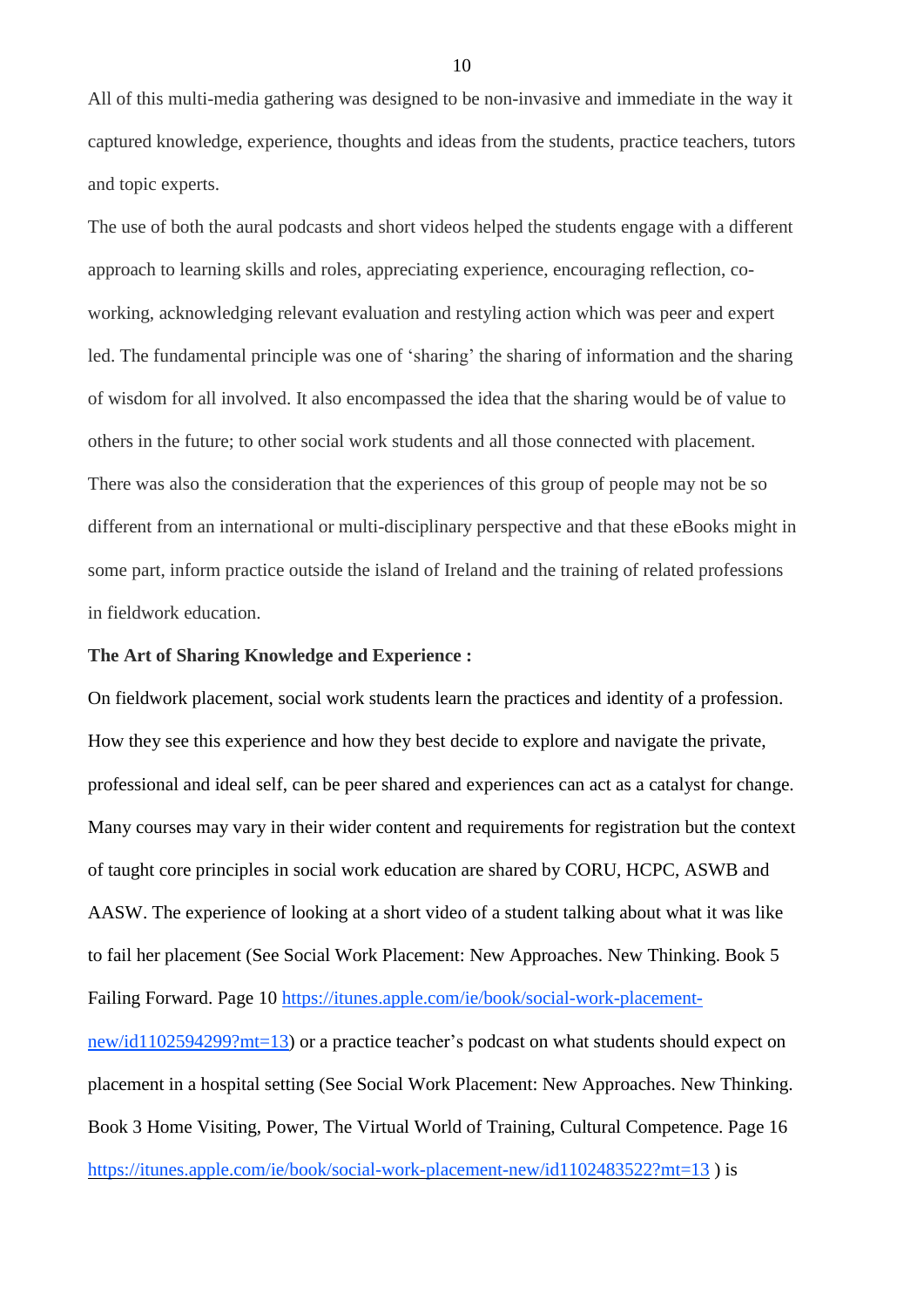All of this multi-media gathering was designed to be non-invasive and immediate in the way it captured knowledge, experience, thoughts and ideas from the students, practice teachers, tutors and topic experts.

The use of both the aural podcasts and short videos helped the students engage with a different approach to learning skills and roles, appreciating experience, encouraging reflection, co-working, acknowledging relevant evaluation and restyling action which was peer and expert led. The fundamental principle was one of 'sharing' the sharing of information and the sharing of wisdom for all involved. It also encompassed the idea that the sharing would be of value to others in the future; to other social work students and all those connected with placement. There was also the consideration that the experiences of this group of people may not be so different from an international or multi-disciplinary perspective and that these eBooks might in some part, inform practice outside the island of Ireland and the training of related professions in fieldwork education.

**The Art of Sharing Knowledge and Experience :**

On fieldwork placement, social work students learn the practices and identity of a profession. How they see this experience and how they best decide to explore and navigate the private, professional and ideal self, can be peer shared and experiences can act as a catalyst for change. Many courses may vary in their wider content and requirements for registration but the context of taught core principles in social work education are shared by CORU, HCPC, ASWB and AASW. The experience of looking at a short video of a student talking about what it was like to fail her placement (See Social Work Placement: New Approaches. New Thinking. Book 5 Failing Forward. Page 10 [https://itunes.apple.com/ie/book/social-work-placement-new/id1102594299?mt=13](https://itunes.apple.com/ie/book/social-work-placement-new/id1102594299?mt=13)) or a practice teacher's podcast on what students should expect on placement in a hospital setting (See Social Work Placement: New Approaches. New Thinking. Book 3 Home Visiting, Power, The Virtual World of Training, Cultural Competence. Page 16 [https://itunes.apple.com/ie/book/social-work-placement-new/id1102483522?mt=13](https://itunes.apple.com/ie/book/social-work-placement-new/id1102483522?mt=13) ) is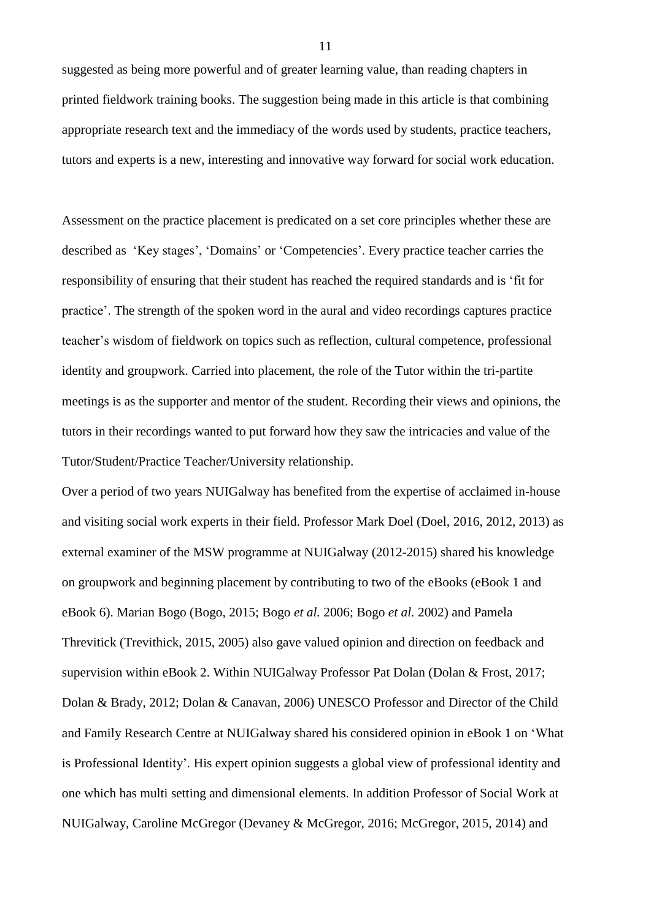suggested as being more powerful and of greater learning value, than reading chapters in printed fieldwork training books. The suggestion being made in this article is that combining appropriate research text and the immediacy of the words used by students, practice teachers, tutors and experts is a new, interesting and innovative way forward for social work education.

Assessment on the practice placement is predicated on a set core principles whether these are described as 'Key stages', 'Domains' or 'Competencies'. Every practice teacher carries the responsibility of ensuring that their student has reached the required standards and is 'fit for practice'. The strength of the spoken word in the aural and video recordings captures practice teacher's wisdom of fieldwork on topics such as reflection, cultural competence, professional identity and groupwork. Carried into placement, the role of the Tutor within the tri-partite meetings is as the supporter and mentor of the student. Recording their views and opinions, the tutors in their recordings wanted to put forward how they saw the intricacies and value of the Tutor/Student/Practice Teacher/University relationship.

Over a period of two years NUIGalway has benefited from the expertise of acclaimed in-house and visiting social work experts in their field. Professor Mark Doel (Doel, 2016, 2012, 2013) as external examiner of the MSW programme at NUIGalway (2012-2015) shared his knowledge on groupwork and beginning placement by contributing to two of the eBooks (eBook 1 and eBook 6). Marian Bogo (Bogo, 2015; Bogo *et al.* 2006; Bogo *et al.* 2002) and Pamela Threvitick (Trevithick, 2015, 2005) also gave valued opinion and direction on feedback and supervision within eBook 2. Within NUIGalway Professor Pat Dolan (Dolan & Frost, 2017; Dolan & Brady, 2012; Dolan & Canavan, 2006) UNESCO Professor and Director of the Child and Family Research Centre at NUIGalway shared his considered opinion in eBook 1 on 'What is Professional Identity'. His expert opinion suggests a global view of professional identity and one which has multi setting and dimensional elements. In addition Professor of Social Work at NUIGalway, Caroline McGregor (Devaney & McGregor, 2016; McGregor, 2015, 2014) and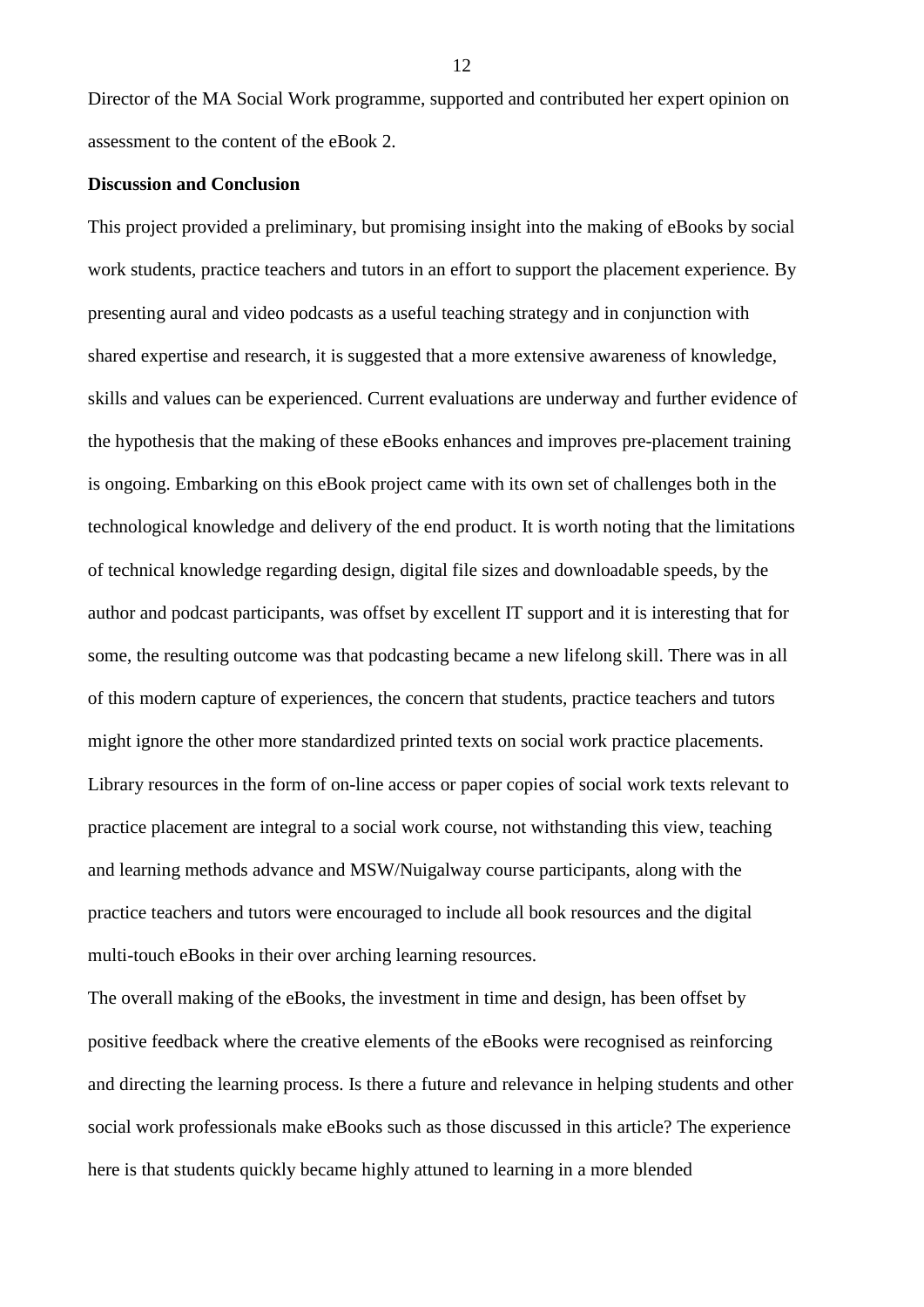Director of the MA Social Work programme, supported and contributed her expert opinion on assessment to the content of the eBook 2.

**Discussion and Conclusion**

This project provided a preliminary, but promising insight into the making of eBooks by social work students, practice teachers and tutors in an effort to support the placement experience. By presenting aural and video podcasts as a useful teaching strategy and in conjunction with shared expertise and research, it is suggested that a more extensive awareness of knowledge, skills and values can be experienced. Current evaluations are underway and further evidence of the hypothesis that the making of these eBooks enhances and improves pre-placement training is ongoing. Embarking on this eBook project came with its own set of challenges both in the technological knowledge and delivery of the end product. It is worth noting that the limitations of technical knowledge regarding design, digital file sizes and downloadable speeds, by the author and podcast participants, was offset by excellent IT support and it is interesting that for some, the resulting outcome was that podcasting became a new lifelong skill. There was in all of this modern capture of experiences, the concern that students, practice teachers and tutors might ignore the other more standardized printed texts on social work practice placements. Library resources in the form of on-line access or paper copies of social work texts relevant to practice placement are integral to a social work course, not withstanding this view, teaching and learning methods advance and MSW/Nuigalway course participants, along with the practice teachers and tutors were encouraged to include all book resources and the digital multi-touch eBooks in their over arching learning resources.

The overall making of the eBooks, the investment in time and design, has been offset by positive feedback where the creative elements of the eBooks were recognised as reinforcing and directing the learning process. Is there a future and relevance in helping students and other social work professionals make eBooks such as those discussed in this article? The experience here is that students quickly became highly attuned to learning in a more blended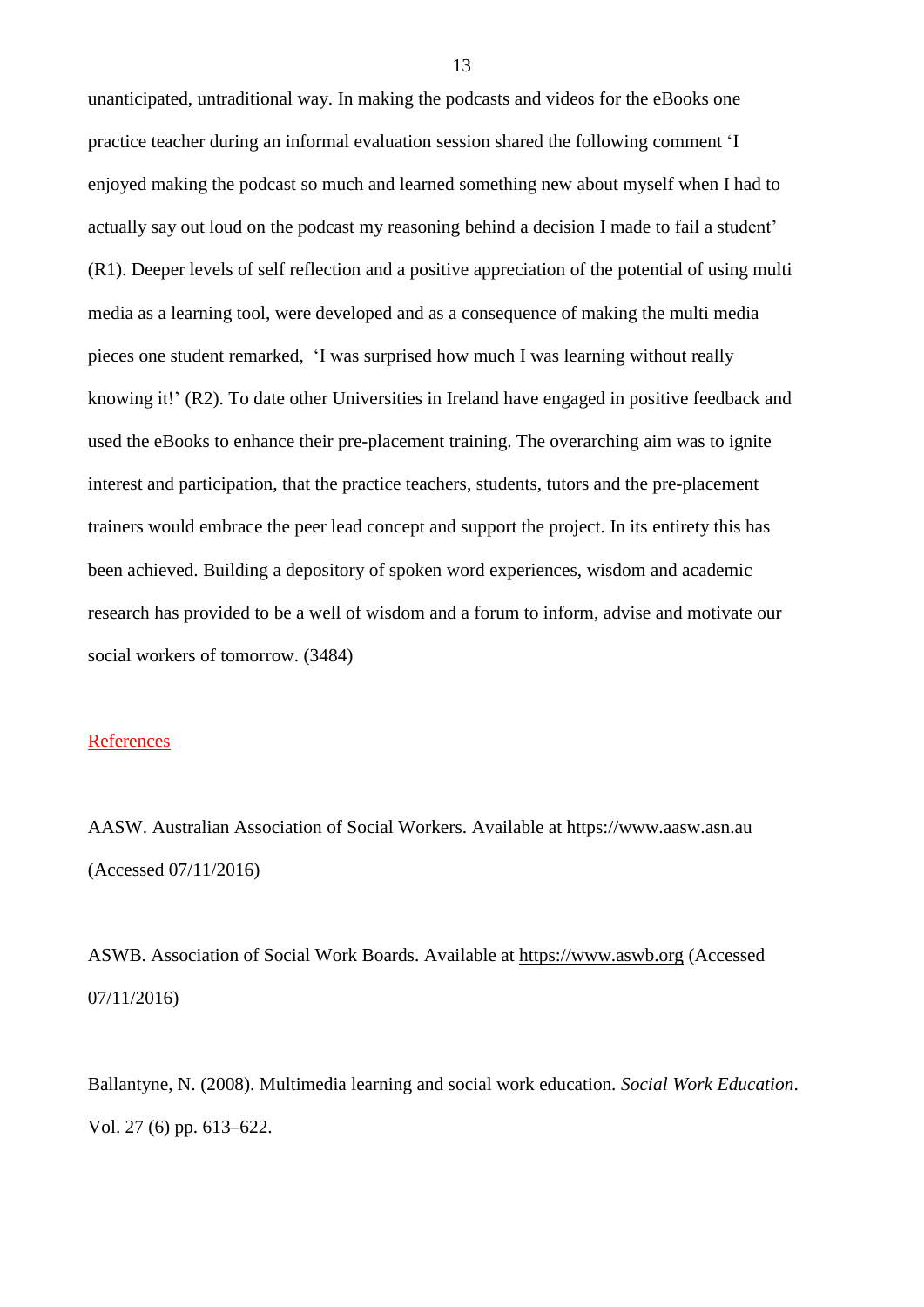unanticipated, untraditional way. In making the podcasts and videos for the eBooks one practice teacher during an informal evaluation session shared the following comment 'I enjoyed making the podcast so much and learned something new about myself when I had to actually say out loud on the podcast my reasoning behind a decision I made to fail a student' (R1). Deeper levels of self reflection and a positive appreciation of the potential of using multi media as a learning tool, were developed and as a consequence of making the multi media pieces one student remarked, 'I was surprised how much I was learning without really knowing it!' (R2). To date other Universities in Ireland have engaged in positive feedback and used the eBooks to enhance their pre-placement training. The overarching aim was to ignite interest and participation, that the practice teachers, students, tutors and the pre-placement trainers would embrace the peer lead concept and support the project. In its entirety this has been achieved. Building a depository of spoken word experiences, wisdom and academic research has provided to be a well of wisdom and a forum to inform, advise and motivate our social workers of tomorrow. (3484)

## References

AASW. Australian Association of Social Workers. Available at https://www.aasw.asn.au (Accessed 07/11/2016)

ASWB. Association of Social Work Boards. Available at https://www.aswb.org (Accessed 07/11/2016)

Ballantyne, N. (2008). Multimedia learning and social work education. *Social Work Education*. Vol. 27 (6) pp. 613–622.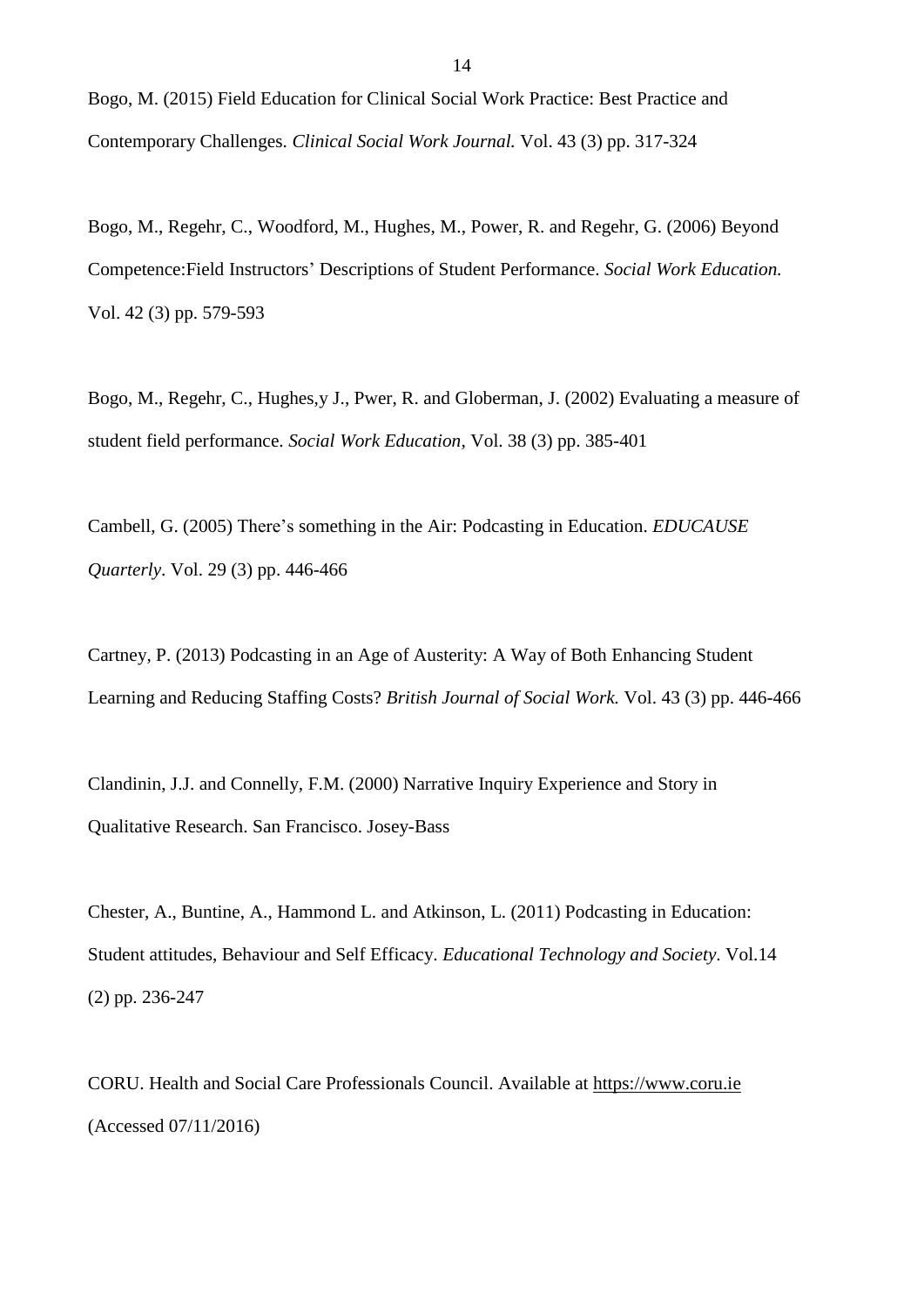Bogo, M. (2015) Field Education for Clinical Social Work Practice: Best Practice and Contemporary Challenges. *Clinical Social Work Journal.* Vol. 43 (3) pp. 317-324

Bogo, M., Regehr, C., Woodford, M., Hughes, M., Power, R. and Regehr, G. (2006) Beyond Competence:Field Instructors' Descriptions of Student Performance. *Social Work Education.* Vol. 42 (3) pp. 579-593

Bogo, M., Regehr, C., Hughes,y J., Pwer, R. and Globerman, J. (2002) Evaluating a measure of student field performance. *Social Work Education*, Vol. 38 (3) pp. 385-401

Cambell, G. (2005) There's something in the Air: Podcasting in Education. *EDUCAUSE Quarterly*. Vol. 29 (3) pp. 446-466

Cartney, P. (2013) Podcasting in an Age of Austerity: A Way of Both Enhancing Student Learning and Reducing Staffing Costs? *British Journal of Social Work.* Vol. 43 (3) pp. 446-466

Clandinin, J.J. and Connelly, F.M. (2000) Narrative Inquiry Experience and Story in Qualitative Research. San Francisco. Josey-Bass

Chester, A., Buntine, A., Hammond L. and Atkinson, L. (2011) Podcasting in Education: Student attitudes, Behaviour and Self Efficacy. *Educational Technology and Society*. Vol.14 (2) pp. 236-247

CORU. Health and Social Care Professionals Council. Available at https://www.coru.ie (Accessed 07/11/2016)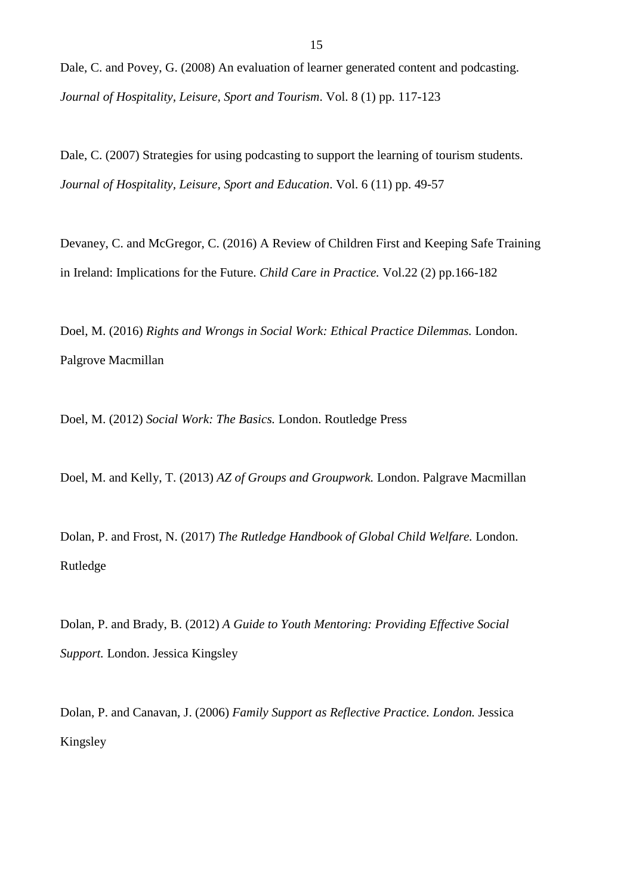Dale, C. and Povey, G. (2008) An evaluation of learner generated content and podcasting. *Journal of Hospitality, Leisure, Sport and Tourism*. Vol. 8 (1) pp. 117-123

Dale, C. (2007) Strategies for using podcasting to support the learning of tourism students. *Journal of Hospitality, Leisure, Sport and Education*. Vol. 6 (11) pp. 49-57

Devaney, C. and McGregor, C. (2016) A Review of Children First and Keeping Safe Training in Ireland: Implications for the Future. *Child Care in Practice.* Vol.22 (2) pp.166-182

Doel, M. (2016) *Rights and Wrongs in Social Work: Ethical Practice Dilemmas.* London. Palgrove Macmillan

Doel, M. (2012) *Social Work: The Basics.* London. Routledge Press

Doel, M. and Kelly, T. (2013) *AZ of Groups and Groupwork.* London. Palgrave Macmillan

Dolan, P. and Frost, N. (2017) *The Rutledge Handbook of Global Child Welfare.* London. Rutledge

Dolan, P. and Brady, B. (2012) *A Guide to Youth Mentoring: Providing Effective Social Support.* London. Jessica Kingsley

Dolan, P. and Canavan, J. (2006) *Family Support as Reflective Practice. London.* Jessica Kingsley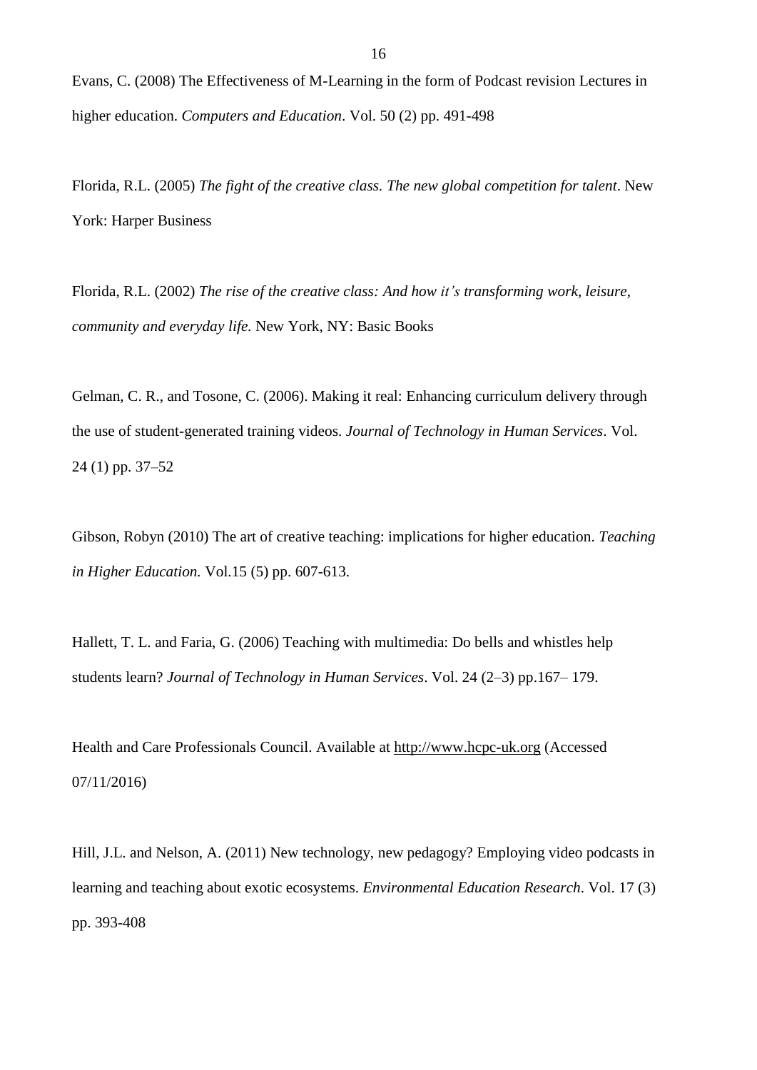Evans, C. (2008) The Effectiveness of M-Learning in the form of Podcast revision Lectures in higher education. *Computers and Education*. Vol. 50 (2) pp. 491-498

Florida, R.L. (2005) *The fight of the creative class. The new global competition for talent*. New York: Harper Business

Florida, R.L. (2002) *The rise of the creative class: And how it's transforming work, leisure, community and everyday life.* New York, NY: Basic Books

Gelman, C. R., and Tosone, C. (2006). Making it real: Enhancing curriculum delivery through the use of student-generated training videos. *Journal of Technology in Human Services*. Vol. 24 (1) pp. 37–52

Gibson, Robyn (2010) The art of creative teaching: implications for higher education. *Teaching in Higher Education.* Vol.15 (5) pp. 607-613.

Hallett, T. L. and Faria, G. (2006) Teaching with multimedia: Do bells and whistles help students learn? *Journal of Technology in Human Services*. Vol. 24 (2–3) pp.167– 179.

Health and Care Professionals Council. Available at http://www.hcpc-uk.org (Accessed 07/11/2016)

Hill, J.L. and Nelson, A. (2011) New technology, new pedagogy? Employing video podcasts in learning and teaching about exotic ecosystems. *Environmental Education Research*. Vol. 17 (3) pp. 393-408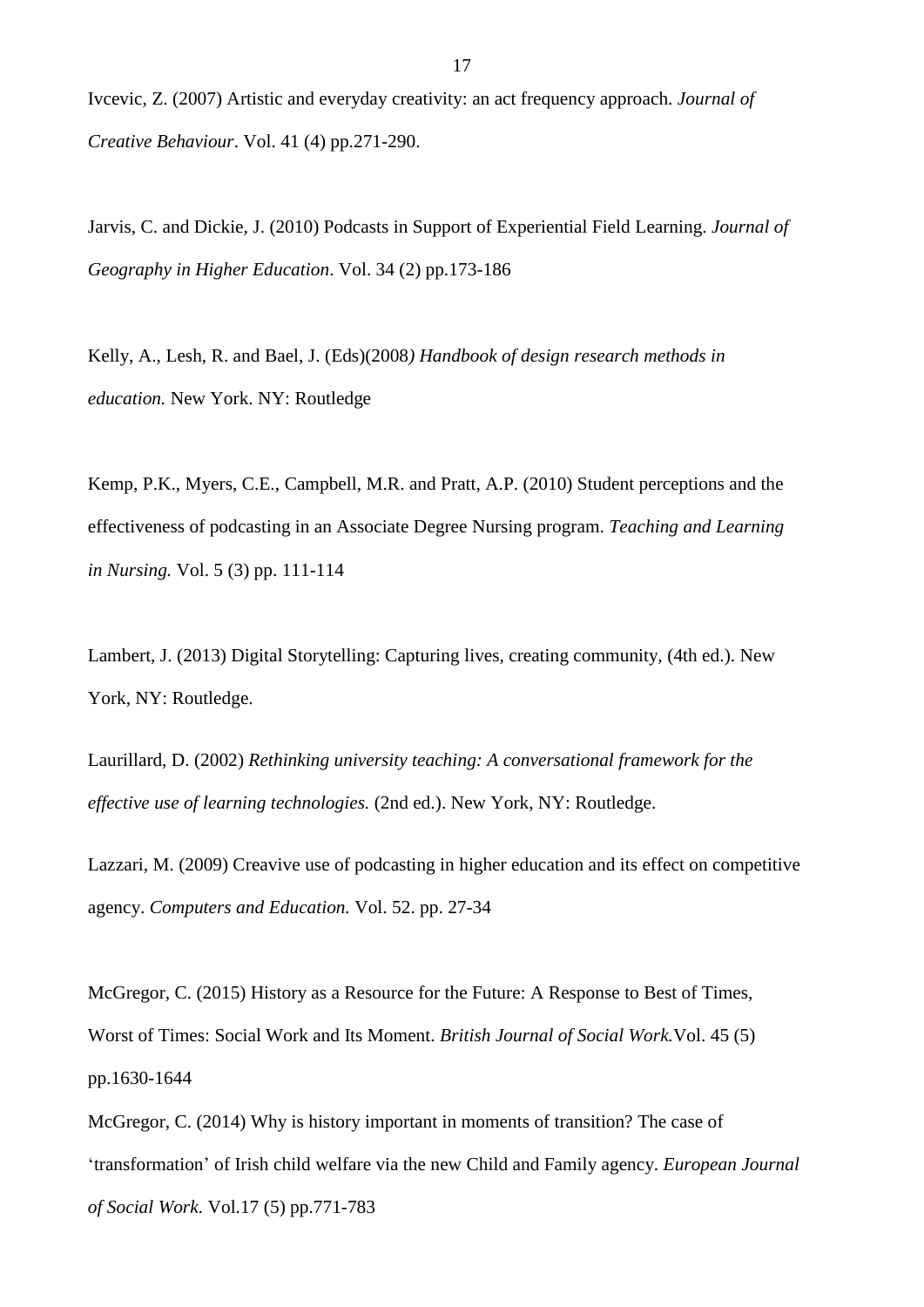Ivcevic, Z. (2007) Artistic and everyday creativity: an act frequency approach. *Journal of Creative Behaviour*. Vol. 41 (4) pp.271-290.

Jarvis, C. and Dickie, J. (2010) Podcasts in Support of Experiential Field Learning. *Journal of Geography in Higher Education*. Vol. 34 (2) pp.173-186

Kelly, A., Lesh, R. and Bael, J. (Eds)(2008*) Handbook of design research methods in education.* New York. NY: Routledge

Kemp, P.K., Myers, C.E., Campbell, M.R. and Pratt, A.P. (2010) Student perceptions and the effectiveness of podcasting in an Associate Degree Nursing program. *Teaching and Learning in Nursing.* Vol. 5 (3) pp. 111-114

Lambert, J. (2013) Digital Storytelling: Capturing lives, creating community, (4th ed.). New York, NY: Routledge.

Laurillard, D. (2002) *Rethinking university teaching: A conversational framework for the effective use of learning technologies.* (2nd ed.). New York, NY: Routledge.

Lazzari, M. (2009) Creavive use of podcasting in higher education and its effect on competitive agency. *Computers and Education.* Vol. 52. pp. 27-34

McGregor, C. (2015) History as a Resource for the Future: A Response to Best of Times, Worst of Times: Social Work and Its Moment. *British Journal of Social Work.*Vol. 45 (5) pp.1630-1644

McGregor, C. (2014) Why is history important in moments of transition? The case of 'transformation' of Irish child welfare via the new Child and Family agency. *European Journal of Social Work.* Vol.17 (5) pp.771-783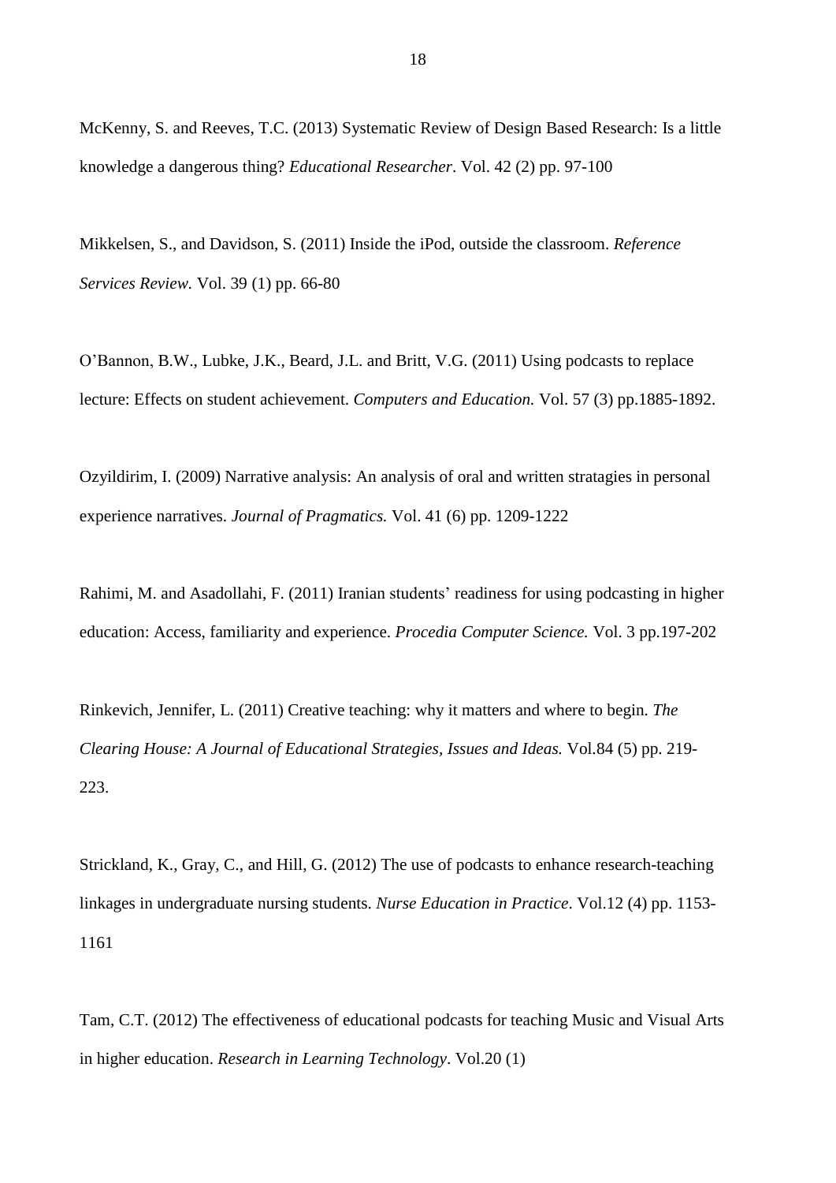McKenny, S. and Reeves, T.C. (2013) Systematic Review of Design Based Research: Is a little knowledge a dangerous thing? *Educational Researcher*. Vol. 42 (2) pp. 97-100

Mikkelsen, S., and Davidson, S. (2011) Inside the iPod, outside the classroom. *Reference Services Review.* Vol. 39 (1) pp. 66-80

O'Bannon, B.W., Lubke, J.K., Beard, J.L. and Britt, V.G. (2011) Using podcasts to replace lecture: Effects on student achievement. *Computers and Education.* Vol. 57 (3) pp.1885-1892.

Ozyildirim, I. (2009) Narrative analysis: An analysis of oral and written stratagies in personal experience narratives. *Journal of Pragmatics.* Vol. 41 (6) pp. 1209-1222

Rahimi, M. and Asadollahi, F. (2011) Iranian students' readiness for using podcasting in higher education: Access, familiarity and experience. *Procedia Computer Science.* Vol. 3 pp.197-202

Rinkevich, Jennifer, L. (2011) Creative teaching: why it matters and where to begin. *The Clearing House: A Journal of Educational Strategies, Issues and Ideas.* Vol.84 (5) pp. 219-223.

Strickland, K., Gray, C., and Hill, G. (2012) The use of podcasts to enhance research-teaching linkages in undergraduate nursing students. *Nurse Education in Practice*. Vol.12 (4) pp. 1153-1161

Tam, C.T. (2012) The effectiveness of educational podcasts for teaching Music and Visual Arts in higher education. *Research in Learning Technology*. Vol.20 (1)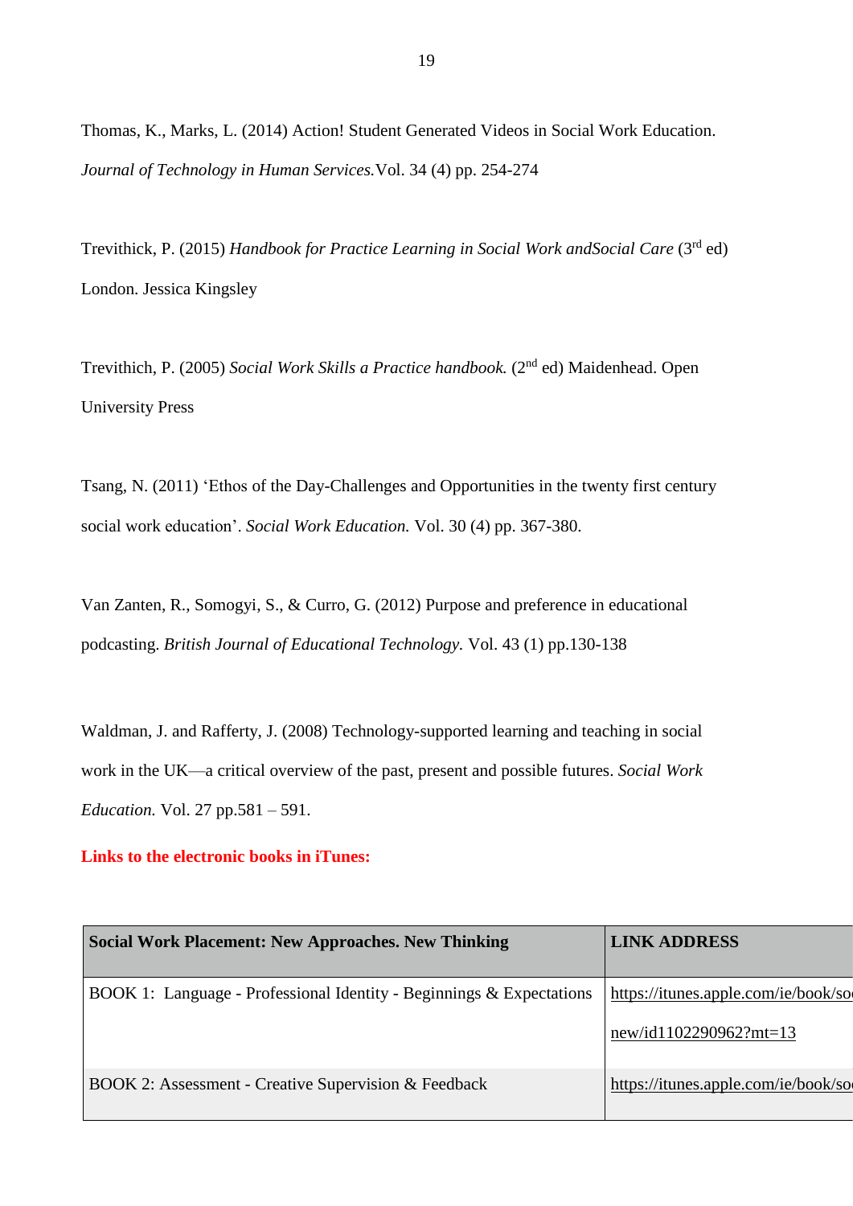Thomas, K., Marks, L. (2014) Action! Student Generated Videos in Social Work Education. *Journal of Technology in Human Services.*Vol. 34 (4) pp. 254-274

Trevithick, P. (2015) *Handbook for Practice Learning in Social Work andSocial Care* (3rd ed) London. Jessica Kingsley

Trevithich, P. (2005) *Social Work Skills a Practice handbook.* (2nd ed) Maidenhead. Open University Press

Tsang, N. (2011) 'Ethos of the Day-Challenges and Opportunities in the twenty first century social work education'. *Social Work Education.* Vol. 30 (4) pp. 367-380.

Van Zanten, R., Somogyi, S., & Curro, G. (2012) Purpose and preference in educational podcasting. *British Journal of Educational Technology.* Vol. 43 (1) pp.130-138

Waldman, J. and Rafferty, J. (2008) Technology-supported learning and teaching in social work in the UK—a critical overview of the past, present and possible futures. *Social Work Education.* Vol. 27 pp.581 – 591.

**Links to the electronic books in iTunes:**

| **Social Work Placement: New Approaches. New Thinking** | **LINK ADDRESS** |
|---|---|
| BOOK 1: Language - Professional Identity - Beginnings & Expectations | https://itunes.apple.com/ie/book/so new/id1102290962?mt=13 |
| BOOK 2: Assessment - Creative Supervision & Feedback | https://itunes.apple.com/ie/book/so |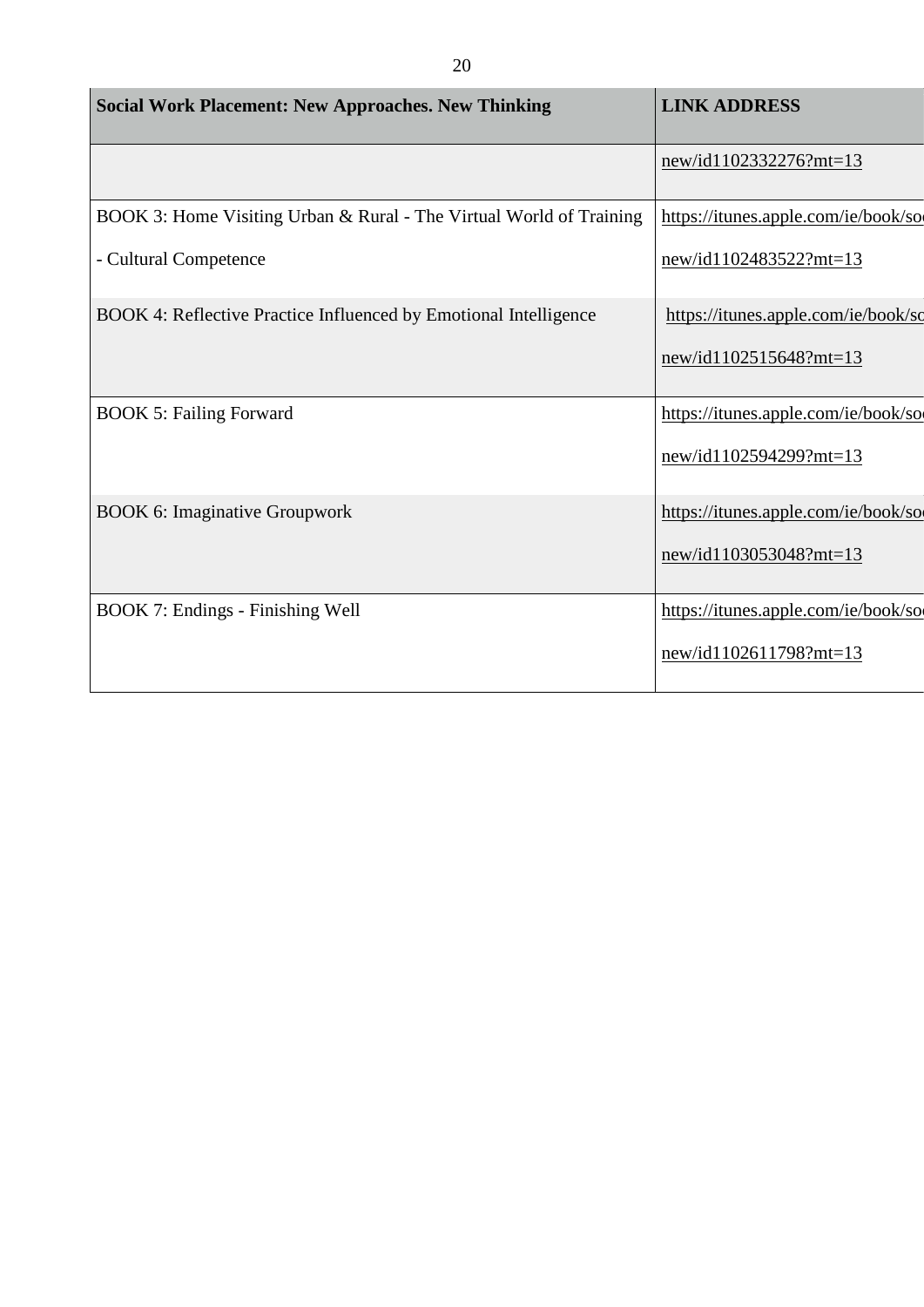| Social Work Placement: New Approaches. New Thinking | LINK ADDRESS |
|---|---|
| | new/id1102332276?mt=13 |
| BOOK 3: Home Visiting Urban & Rural - The Virtual World of Training - Cultural Competence | https://itunes.apple.com/ie/book/soc new/id1102483522?mt=13 |
| BOOK 4: Reflective Practice Influenced by Emotional Intelligence | https://itunes.apple.com/ie/book/sc new/id1102515648?mt=13 |
| BOOK 5: Failing Forward | https://itunes.apple.com/ie/book/soc new/id1102594299?mt=13 |
| BOOK 6: Imaginative Groupwork | https://itunes.apple.com/ie/book/soc new/id1103053048?mt=13 |
| BOOK 7: Endings - Finishing Well | https://itunes.apple.com/ie/book/soc new/id1102611798?mt=13 |